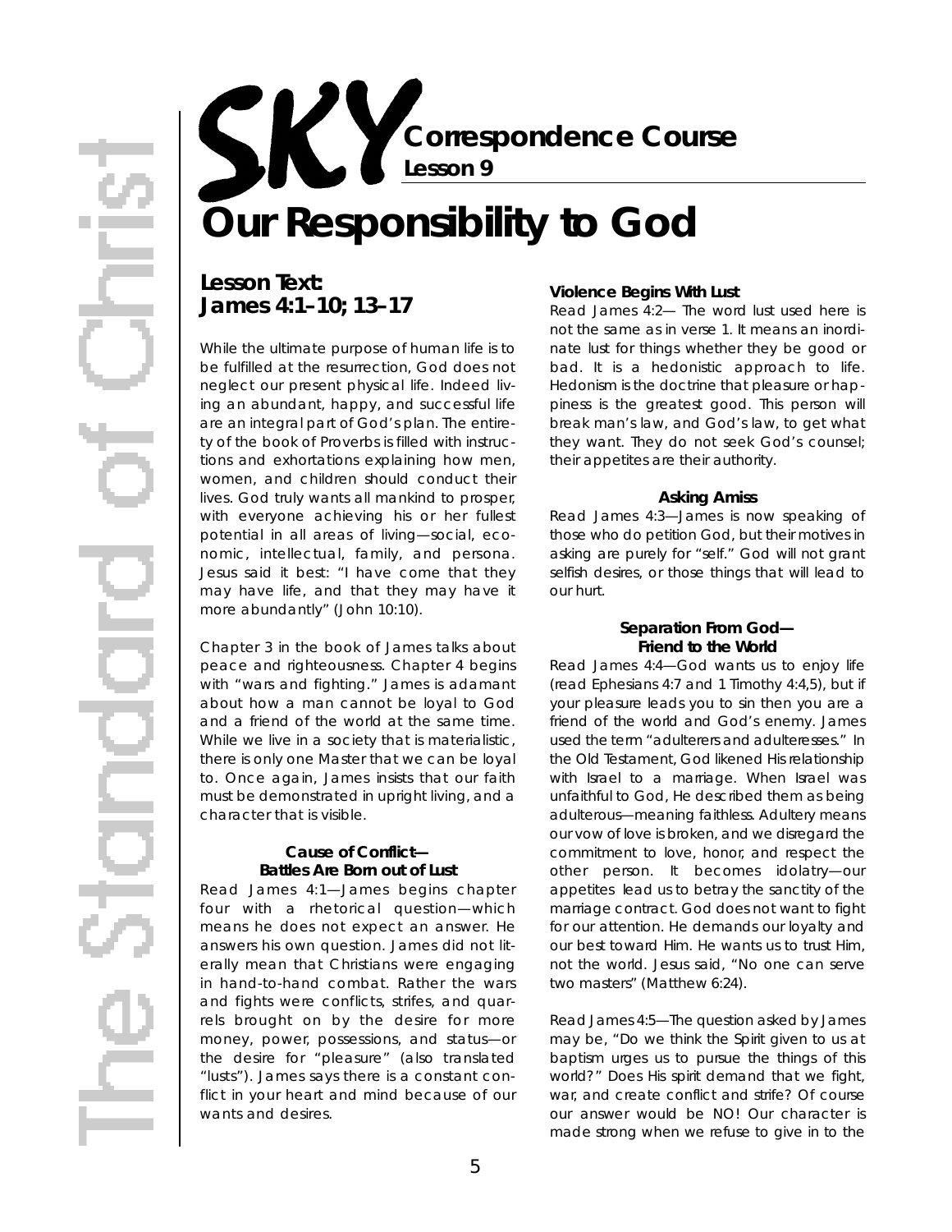# SKY Correspondence Course

**Lesson 9**

# Our Responsibility to God

## Lesson Text: James 4:1–10; 13–17

While the ultimate purpose of human life is to be fulfilled at the resurrection, God does not neglect our present physical life. Indeed living an abundant, happy, and successful life are an integral part of God's plan. The entirety of the book of Proverbs is filled with instructions and exhortations explaining how men, women, and children should conduct their lives. God truly wants all mankind to prosper, with everyone achieving his or her fullest potential in all areas of living—social, economic, intellectual, family, and persona. Jesus said it best: "I have come that they may have life, and that they may have it more abundantly" (John 10:10).

Chapter 3 in the book of James talks about peace and righteousness. Chapter 4 begins with "wars and fighting." James is adamant about how a man cannot be loyal to God and a friend of the world at the same time. While we live in a society that is materialistic, there is only one Master that we can be loyal to. Once again, James insists that our faith must be demonstrated in upright living, and a character that is visible.

### Cause of Conflict— Battles Are Born out of Lust

Read James 4:1—James begins chapter four with a rhetorical question—which means he does not expect an answer. He answers his own question. James did not literally mean that Christians were engaging in hand-to-hand combat. Rather the wars and fights were conflicts, strifes, and quarrels brought on by the desire for more money, power, possessions, and status—or the desire for "pleasure" (also translated "lusts"). James says there is a constant conflict in your heart and mind because of our wants and desires.

### Violence Begins With Lust

Read James 4:2— The word lust used here is not the same as in verse 1. It means an inordinate lust for things whether they be good or bad. It is a hedonistic approach to life. Hedonism is the doctrine that pleasure or happiness is the greatest good. This person will break man's law, and God's law, to get what they want. They do not seek God's counsel; their appetites are their authority.

### Asking Amiss

Read James 4:3—James is now speaking of those who do petition God, but their motives in asking are purely for "self." God will not grant selfish desires, or those things that will lead to our hurt.

### Separation From God— Friend to the World

Read James 4:4—God wants us to enjoy life (read Ephesians 4:7 and 1 Timothy 4:4,5), but if your pleasure leads you to sin then you are a friend of the world and God's enemy. James used the term "adulterers and adulteresses." In the Old Testament, God likened His relationship with Israel to a marriage. When Israel was unfaithful to God, He described them as being adulterous—meaning faithless. Adultery means our vow of love is broken, and we disregard the commitment to love, honor, and respect the other person. It becomes idolatry—our appetites lead us to betray the sanctity of the marriage contract. God does not want to fight for our attention. He demands our loyalty and our best toward Him. He wants us to trust Him, not the world. Jesus said, "No one can serve two masters" (Matthew 6:24).

Read James 4:5—The question asked by James may be, "Do we think the Spirit given to us at baptism urges us to pursue the things of this world?" Does His spirit demand that we fight, war, and create conflict and strife? Of course our answer would be NO! Our character is made strong when we refuse to give in to the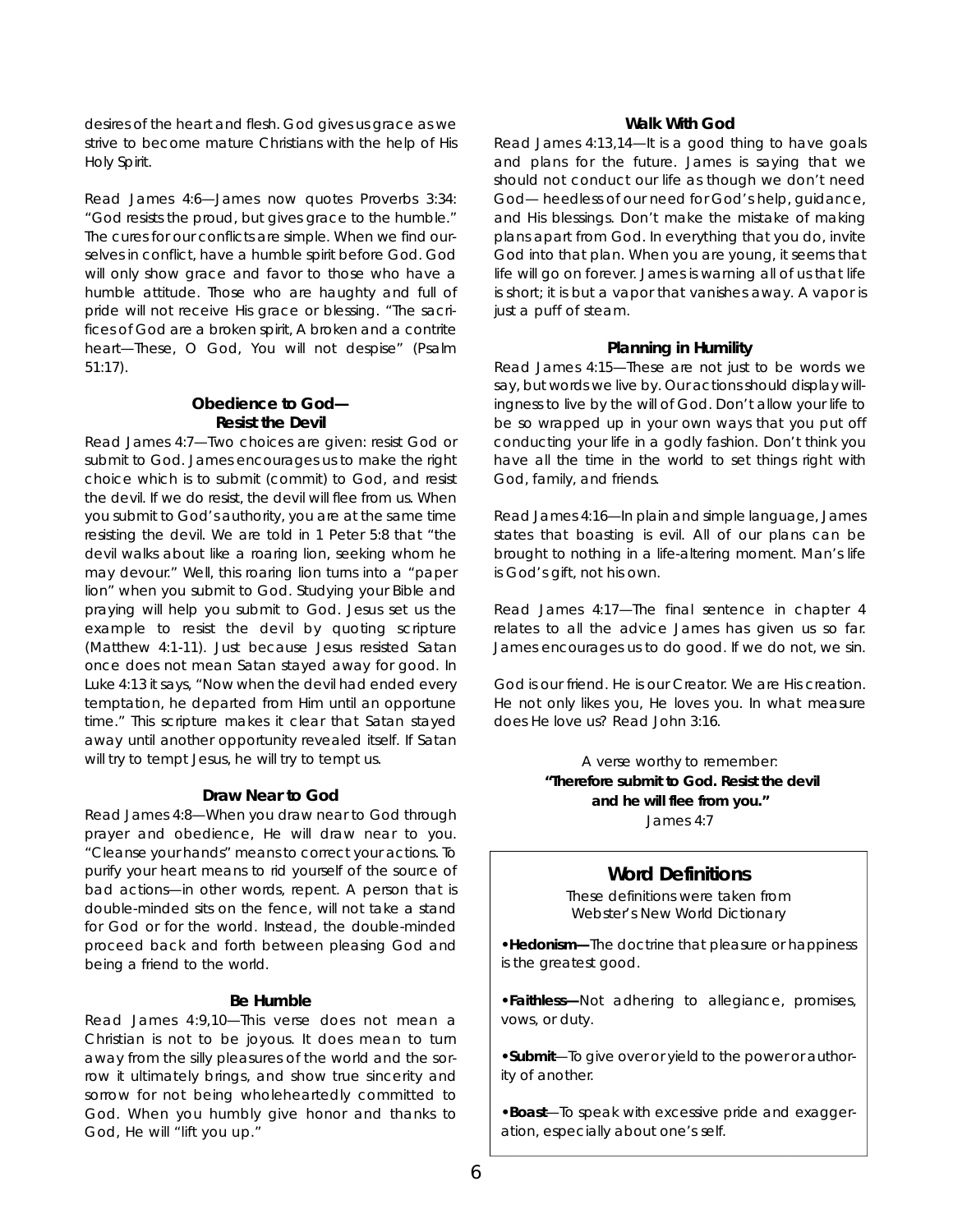desires of the heart and flesh. God gives us grace as we strive to become mature Christians with the help of His Holy Spirit.

Read James 4:6—James now quotes Proverbs 3:34: "God resists the proud, but gives grace to the humble." The cures for our conflicts are simple. When we find ourselves in conflict, have a humble spirit before God. God will only show grace and favor to those who have a humble attitude. Those who are haughty and full of pride will not receive His grace or blessing. "The sacrifices of God are a broken spirit, A broken and a contrite heart—These, O God, You will not despise" (Psalm 51:17).

### Obedience to God— Resist the Devil

Read James 4:7—Two choices are given: resist God or submit to God. James encourages us to make the right choice which is to submit (commit) to God, and resist the devil. If we do resist, the devil will flee from us. When you submit to God's authority, you are at the same time resisting the devil. We are told in 1 Peter 5:8 that "the devil walks about like a roaring lion, seeking whom he may devour." Well, this roaring lion turns into a "paper lion" when you submit to God. Studying your Bible and praying will help you submit to God. Jesus set us the example to resist the devil by quoting scripture (Matthew 4:1-11). Just because Jesus resisted Satan once does not mean Satan stayed away for good. In Luke 4:13 it says, "Now when the devil had ended every temptation, he departed from Him until an opportune time." This scripture makes it clear that Satan stayed away until another opportunity revealed itself. If Satan will try to tempt Jesus, he will try to tempt us.

### Draw Near to God

Read James 4:8—When you draw near to God through prayer and obedience, He will draw near to you. "Cleanse your hands" means to correct your actions. To purify your heart means to rid yourself of the source of bad actions—in other words, repent. A person that is double-minded sits on the fence, will not take a stand for God or for the world. Instead, the double-minded proceed back and forth between pleasing God and being a friend to the world.

### Be Humble

Read James 4:9,10—This verse does not mean a Christian is not to be joyous. It does mean to turn away from the silly pleasures of the world and the sorrow it ultimately brings, and show true sincerity and sorrow for not being wholeheartedly committed to God. When you humbly give honor and thanks to God, He will "lift you up."

### Walk With God

Read James 4:13,14—It is a good thing to have goals and plans for the future. James is saying that we should not conduct our life as though we don't need God— heedless of our need for God's help, guidance, and His blessings. Don't make the mistake of making plans apart from God. In everything that you do, invite God into that plan. When you are young, it seems that life will go on forever. James is warning all of us that life is short; it is but a vapor that vanishes away. A vapor is just a puff of steam.

### Planning in Humility

Read James 4:15—These are not just to be words we say, but words we live by. Our actions should display willingness to live by the will of God. Don't allow your life to be so wrapped up in your own ways that you put off conducting your life in a godly fashion. Don't think you have all the time in the world to set things right with God, family, and friends.

Read James 4:16—In plain and simple language, James states that boasting is evil. All of our plans can be brought to nothing in a life-altering moment. Man's life is God's gift, not his own.

Read James 4:17—The final sentence in chapter 4 relates to all the advice James has given us so far. James encourages us to do good. If we do not, we sin.

God is our friend. He is our Creator. We are His creation. He not only likes you, He loves you. In what measure does He love us? Read John 3:16.

A verse worthy to remember:
**"Therefore submit to God. Resist the devil and he will flee from you."**
James 4:7

## Word Definitions

These definitions were taken from Webster's New World Dictionary

- **Hedonism—**The doctrine that pleasure or happiness is the greatest good.
- **Faithless—**Not adhering to allegiance, promises, vows, or duty.
- **Submit**—To give over or yield to the power or authority of another.
- **Boast**—To speak with excessive pride and exaggeration, especially about one's self.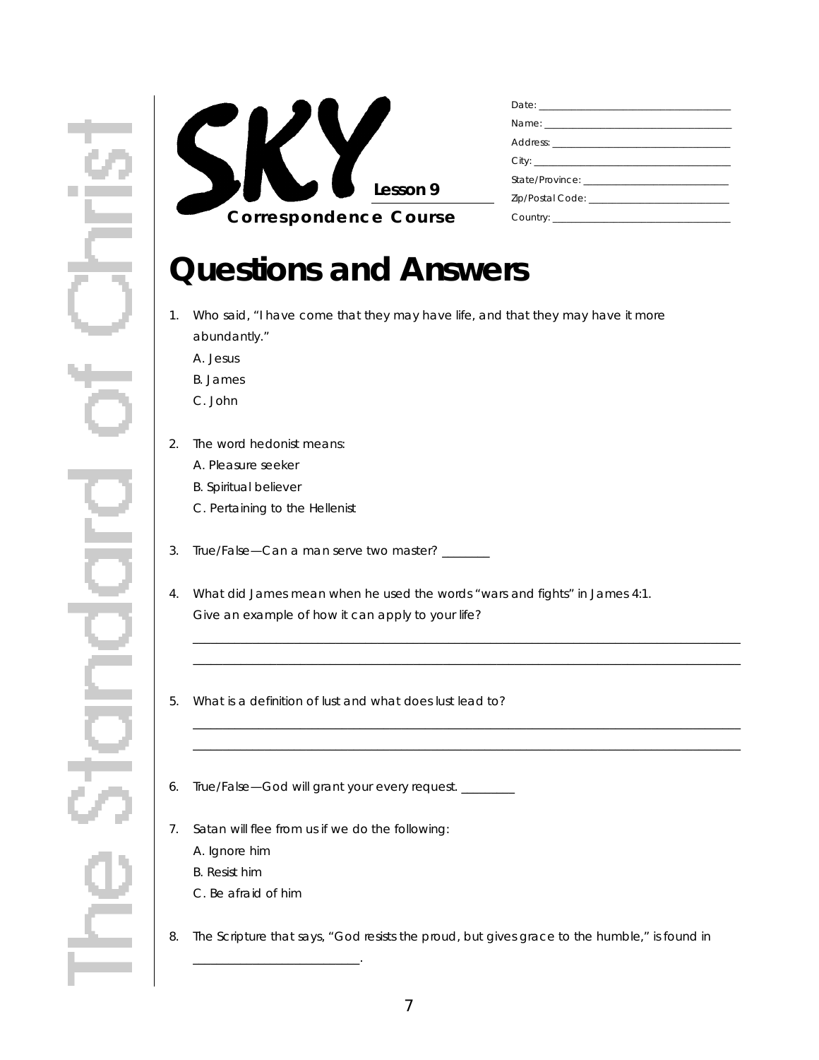SKY Lesson 9

Correspondence Course

Date: \_\_\_\_\_\_\_\_\_\_\_\_\_\_\_\_\_\_\_\_\_\_\_\_\_\_\_\_\_\_\_\_\_\_

Name: \_\_\_\_\_\_\_\_\_\_\_\_\_\_\_\_\_\_\_\_\_\_\_\_\_\_\_\_\_\_\_\_\_\_

Address: \_\_\_\_\_\_\_\_\_\_\_\_\_\_\_\_\_\_\_\_\_\_\_\_\_\_\_\_\_\_\_\_

City: \_\_\_\_\_\_\_\_\_\_\_\_\_\_\_\_\_\_\_\_\_\_\_\_\_\_\_\_\_\_\_\_\_\_\_

State/Province: \_\_\_\_\_\_\_\_\_\_\_\_\_\_\_\_\_\_\_\_\_\_\_\_\_\_

Zip/Postal Code: \_\_\_\_\_\_\_\_\_\_\_\_\_\_\_\_\_\_\_\_\_\_\_\_\_

Country: \_\_\_\_\_\_\_\_\_\_\_\_\_\_\_\_\_\_\_\_\_\_\_\_\_\_\_\_\_\_\_\_

# Questions and Answers

1. Who said, "I have come that they may have life, and that they may have it more abundantly."
   A. Jesus
   B. James
   C. John

2. The word hedonist means:
   A. Pleasure seeker
   B. Spiritual believer
   C. Pertaining to the Hellenist

3. True/False—Can a man serve two master? \_\_\_\_\_\_\_\_

4. What did James mean when he used the words "wars and fights" in James 4:1. Give an example of how it can apply to your life?

   \_\_\_\_\_\_\_\_\_\_\_\_\_\_\_\_\_\_\_\_\_\_\_\_\_\_\_\_\_\_\_\_\_\_\_\_\_\_\_\_\_\_\_\_\_\_\_\_\_\_\_\_\_\_\_\_\_\_\_\_\_\_\_\_\_\_\_\_\_\_\_\_\_\_\_\_\_\_

   \_\_\_\_\_\_\_\_\_\_\_\_\_\_\_\_\_\_\_\_\_\_\_\_\_\_\_\_\_\_\_\_\_\_\_\_\_\_\_\_\_\_\_\_\_\_\_\_\_\_\_\_\_\_\_\_\_\_\_\_\_\_\_\_\_\_\_\_\_\_\_\_\_\_\_\_\_\_

5. What is a definition of lust and what does lust lead to?

   \_\_\_\_\_\_\_\_\_\_\_\_\_\_\_\_\_\_\_\_\_\_\_\_\_\_\_\_\_\_\_\_\_\_\_\_\_\_\_\_\_\_\_\_\_\_\_\_\_\_\_\_\_\_\_\_\_\_\_\_\_\_\_\_\_\_\_\_\_\_\_\_\_\_\_\_\_\_

   \_\_\_\_\_\_\_\_\_\_\_\_\_\_\_\_\_\_\_\_\_\_\_\_\_\_\_\_\_\_\_\_\_\_\_\_\_\_\_\_\_\_\_\_\_\_\_\_\_\_\_\_\_\_\_\_\_\_\_\_\_\_\_\_\_\_\_\_\_\_\_\_\_\_\_\_\_\_

6. True/False—God will grant your every request. \_\_\_\_\_\_\_\_\_

7. Satan will flee from us if we do the following:
   A. Ignore him
   B. Resist him
   C. Be afraid of him

8. The Scripture that says, "God resists the proud, but gives grace to the humble," is found in \_\_\_\_\_\_\_\_\_\_\_\_\_\_\_\_\_\_\_\_\_\_\_\_\_\_\_.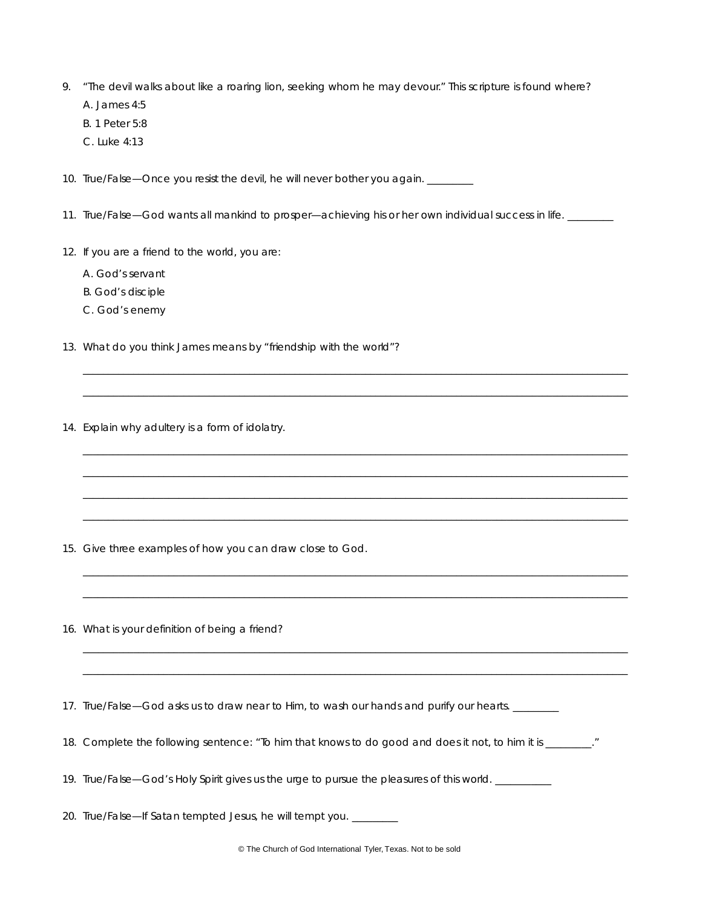9. "The devil walks about like a roaring lion, seeking whom he may devour." This scripture is found where?
   A. James 4:5
   B. 1 Peter 5:8
   C. Luke 4:13

10. True/False—Once you resist the devil, he will never bother you again. _________

11. True/False—God wants all mankind to prosper—achieving his or her own individual success in life. _________

12. If you are a friend to the world, you are:
    A. God's servant
    B. God's disciple
    C. God's enemy

13. What do you think James means by "friendship with the world"?

    ______________________________________________________________________________

    ______________________________________________________________________________

14. Explain why adultery is a form of idolatry.

    ______________________________________________________________________________

    ______________________________________________________________________________

    ______________________________________________________________________________

    ______________________________________________________________________________

15. Give three examples of how you can draw close to God.

    ______________________________________________________________________________

    ______________________________________________________________________________

16. What is your definition of being a friend?

    ______________________________________________________________________________

    ______________________________________________________________________________

17. True/False—God asks us to draw near to Him, to wash our hands and purify our hearts. _________

18. Complete the following sentence: "To him that knows to do good and does it not, to him it is _________."

19. True/False—God's Holy Spirit gives us the urge to pursue the pleasures of this world. ___________

20. True/False—If Satan tempted Jesus, he will tempt you. _________

© The Church of God International Tyler, Texas. Not to be sold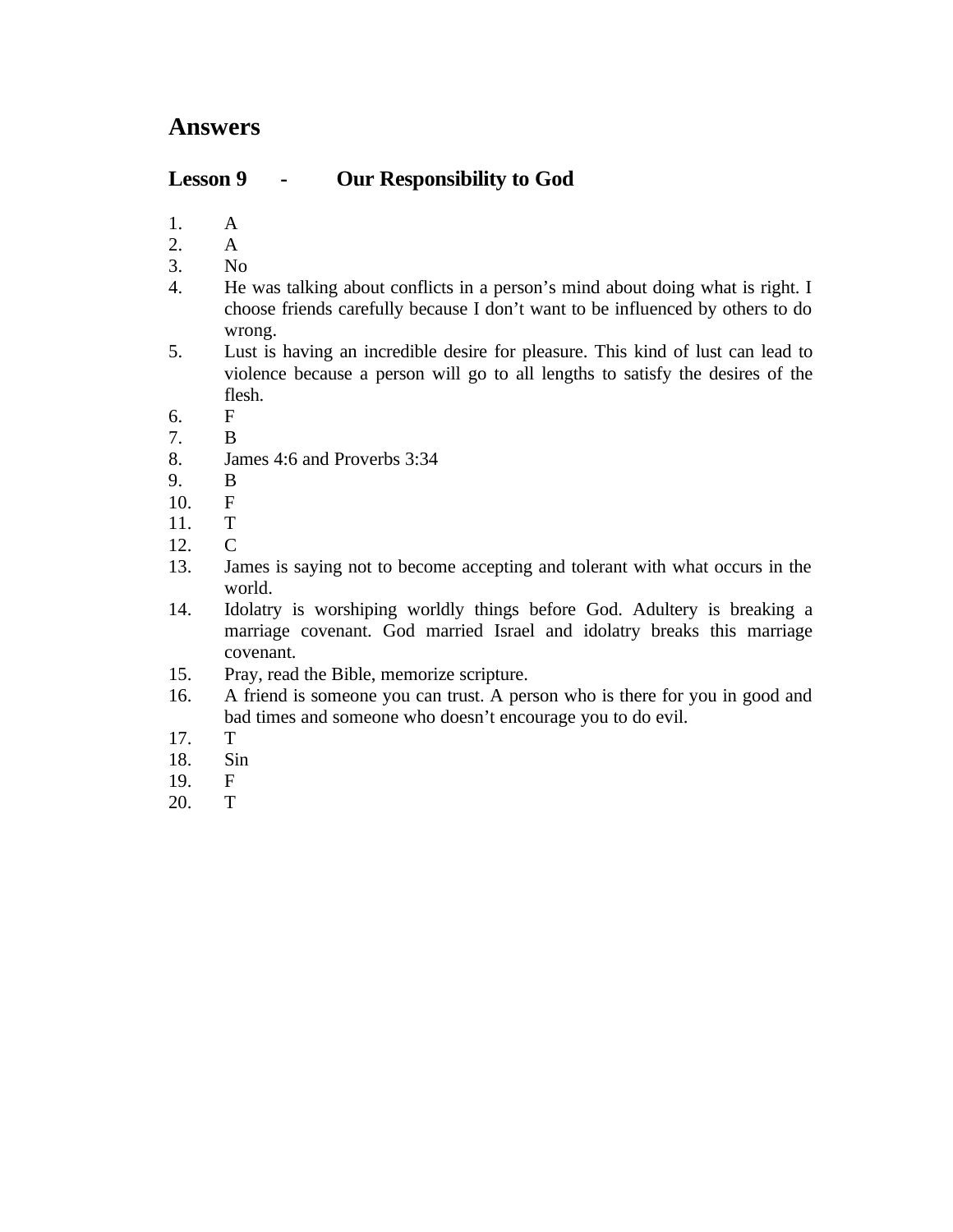# Answers

## Lesson 9 - Our Responsibility to God

1. A
2. A
3. No
4. He was talking about conflicts in a person's mind about doing what is right. I choose friends carefully because I don't want to be influenced by others to do wrong.
5. Lust is having an incredible desire for pleasure. This kind of lust can lead to violence because a person will go to all lengths to satisfy the desires of the flesh.
6. F
7. B
8. James 4:6 and Proverbs 3:34
9. B
10. F
11. T
12. C
13. James is saying not to become accepting and tolerant with what occurs in the world.
14. Idolatry is worshiping worldly things before God. Adultery is breaking a marriage covenant. God married Israel and idolatry breaks this marriage covenant.
15. Pray, read the Bible, memorize scripture.
16. A friend is someone you can trust. A person who is there for you in good and bad times and someone who doesn't encourage you to do evil.
17. T
18. Sin
19. F
20. T